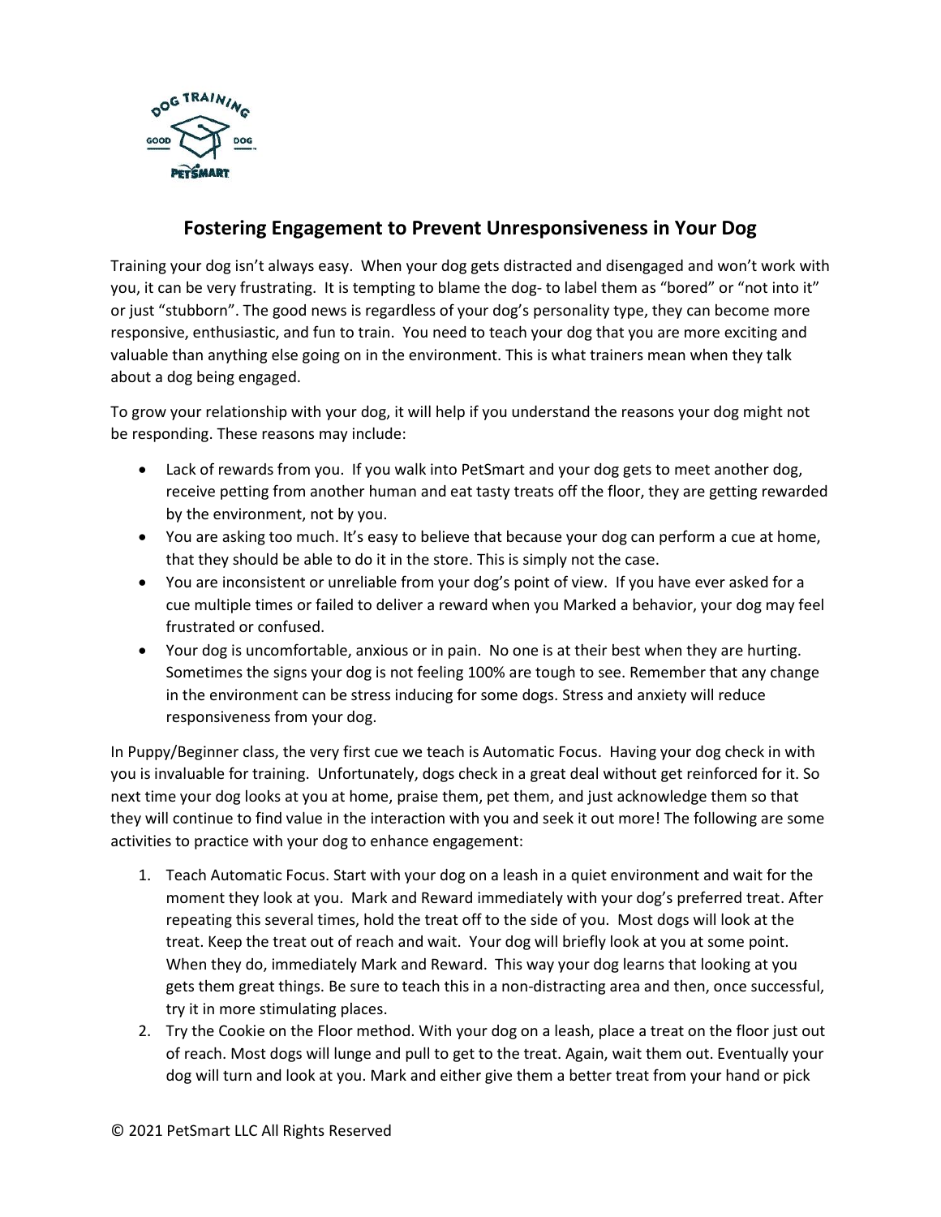# Fostering Engagement to Prevent Unresponsiveness in Your Dog

Training your dog isn't always easy. When your dog gets distracted and disengaged and won't work with you, it can be very frustrating. It is tempting to blame the dog- to label them as "bored" or "not into it" or just "stubborn". The good news is regardless of your dog's personality type, they can become more responsive, enthusiastic, and fun to train. You need to teach your dog that you are more exciting and valuable than anything else going on in the environment. This is what trainers mean when they talk about a dog being engaged.

To grow your relationship with your dog, it will help if you understand the reasons your dog might not be responding. These reasons may include:

- Lack of rewards from you. If you walk into PetSmart and your dog gets to meet another dog, receive petting from another human and eat tasty treats off the floor, they are getting rewarded by the environment, not by you.
- You are asking too much. It's easy to believe that because your dog can perform a cue at home, that they should be able to do it in the store. This is simply not the case.
- You are inconsistent or unreliable from your dog's point of view. If you have ever asked for a cue multiple times or failed to deliver a reward when you Marked a behavior, your dog may feel frustrated or confused.
- Your dog is uncomfortable, anxious or in pain. No one is at their best when they are hurting. Sometimes the signs your dog is not feeling 100% are tough to see. Remember that any change in the environment can be stress inducing for some dogs. Stress and anxiety will reduce responsiveness from your dog.

In Puppy/Beginner class, the very first cue we teach is Automatic Focus. Having your dog check in with you is invaluable for training. Unfortunately, dogs check in a great deal without get reinforced for it. So next time your dog looks at you at home, praise them, pet them, and just acknowledge them so that they will continue to find value in the interaction with you and seek it out more! The following are some activities to practice with your dog to enhance engagement:

1. Teach Automatic Focus. Start with your dog on a leash in a quiet environment and wait for the moment they look at you. Mark and Reward immediately with your dog's preferred treat. After repeating this several times, hold the treat off to the side of you. Most dogs will look at the treat. Keep the treat out of reach and wait. Your dog will briefly look at you at some point. When they do, immediately Mark and Reward. This way your dog learns that looking at you gets them great things. Be sure to teach this in a non-distracting area and then, once successful, try it in more stimulating places.
2. Try the Cookie on the Floor method. With your dog on a leash, place a treat on the floor just out of reach. Most dogs will lunge and pull to get to the treat. Again, wait them out. Eventually your dog will turn and look at you. Mark and either give them a better treat from your hand or pick

© 2021 PetSmart LLC All Rights Reserved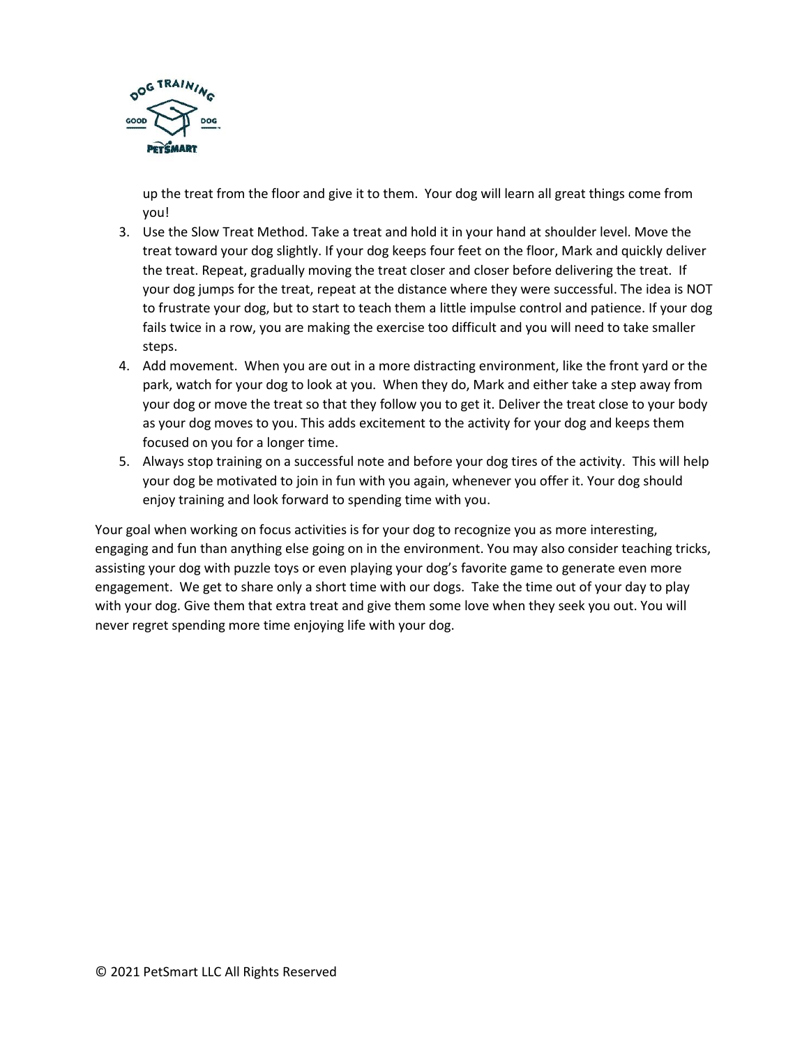up the treat from the floor and give it to them. Your dog will learn all great things come from you!

3. Use the Slow Treat Method. Take a treat and hold it in your hand at shoulder level. Move the treat toward your dog slightly. If your dog keeps four feet on the floor, Mark and quickly deliver the treat. Repeat, gradually moving the treat closer and closer before delivering the treat. If your dog jumps for the treat, repeat at the distance where they were successful. The idea is NOT to frustrate your dog, but to start to teach them a little impulse control and patience. If your dog fails twice in a row, you are making the exercise too difficult and you will need to take smaller steps.
4. Add movement. When you are out in a more distracting environment, like the front yard or the park, watch for your dog to look at you. When they do, Mark and either take a step away from your dog or move the treat so that they follow you to get it. Deliver the treat close to your body as your dog moves to you. This adds excitement to the activity for your dog and keeps them focused on you for a longer time.
5. Always stop training on a successful note and before your dog tires of the activity. This will help your dog be motivated to join in fun with you again, whenever you offer it. Your dog should enjoy training and look forward to spending time with you.

Your goal when working on focus activities is for your dog to recognize you as more interesting, engaging and fun than anything else going on in the environment. You may also consider teaching tricks, assisting your dog with puzzle toys or even playing your dog's favorite game to generate even more engagement. We get to share only a short time with our dogs. Take the time out of your day to play with your dog. Give them that extra treat and give them some love when they seek you out. You will never regret spending more time enjoying life with your dog.

© 2021 PetSmart LLC All Rights Reserved